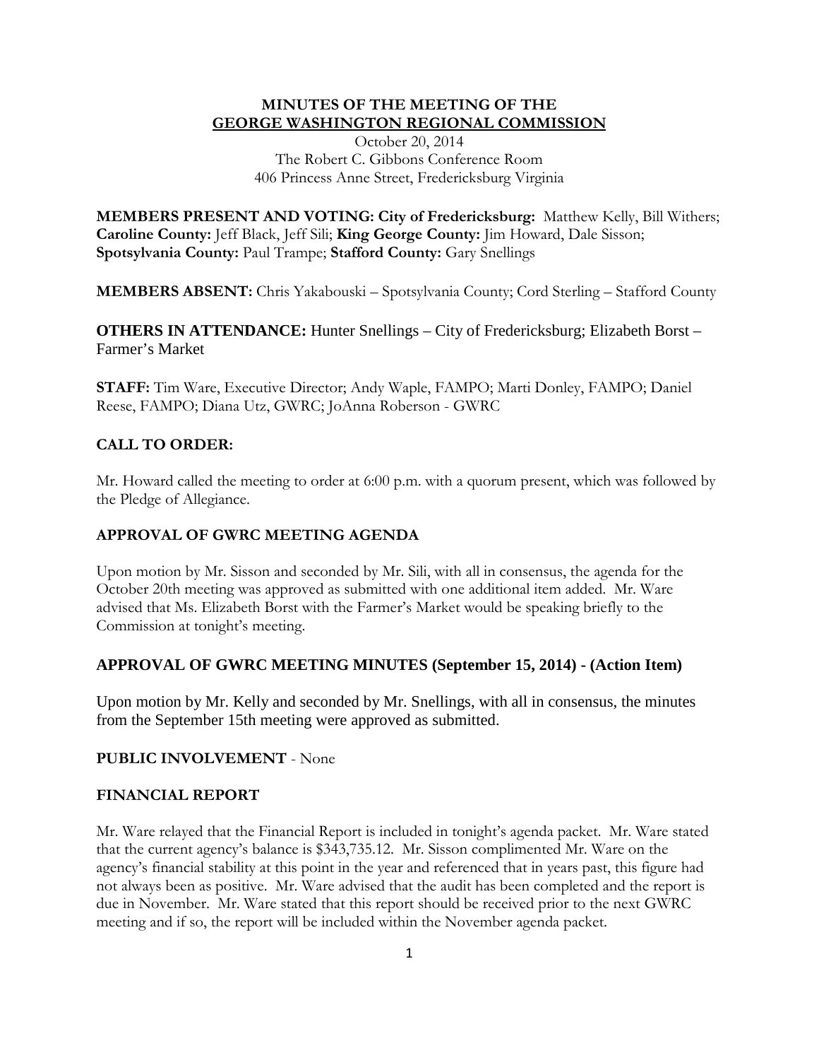# MINUTES OF THE MEETING OF THE GEORGE WASHINGTON REGIONAL COMMISSION

October 20, 2014
The Robert C. Gibbons Conference Room
406 Princess Anne Street, Fredericksburg Virginia

**MEMBERS PRESENT AND VOTING: City of Fredericksburg:** Matthew Kelly, Bill Withers; **Caroline County:** Jeff Black, Jeff Sili; **King George County:** Jim Howard, Dale Sisson; **Spotsylvania County:** Paul Trampe; **Stafford County:** Gary Snellings

**MEMBERS ABSENT:** Chris Yakabouski – Spotsylvania County; Cord Sterling – Stafford County

**OTHERS IN ATTENDANCE:** Hunter Snellings – City of Fredericksburg; Elizabeth Borst – Farmer's Market

**STAFF:** Tim Ware, Executive Director; Andy Waple, FAMPO; Marti Donley, FAMPO; Daniel Reese, FAMPO; Diana Utz, GWRC; JoAnna Roberson - GWRC

## CALL TO ORDER:

Mr. Howard called the meeting to order at 6:00 p.m. with a quorum present, which was followed by the Pledge of Allegiance.

## APPROVAL OF GWRC MEETING AGENDA

Upon motion by Mr. Sisson and seconded by Mr. Sili, with all in consensus, the agenda for the October 20th meeting was approved as submitted with one additional item added. Mr. Ware advised that Ms. Elizabeth Borst with the Farmer's Market would be speaking briefly to the Commission at tonight's meeting.

## APPROVAL OF GWRC MEETING MINUTES (September 15, 2014) - (Action Item)

Upon motion by Mr. Kelly and seconded by Mr. Snellings, with all in consensus, the minutes from the September 15th meeting were approved as submitted.

## PUBLIC INVOLVEMENT - None

## FINANCIAL REPORT

Mr. Ware relayed that the Financial Report is included in tonight's agenda packet. Mr. Ware stated that the current agency's balance is $343,735.12. Mr. Sisson complimented Mr. Ware on the agency's financial stability at this point in the year and referenced that in years past, this figure had not always been as positive. Mr. Ware advised that the audit has been completed and the report is due in November. Mr. Ware stated that this report should be received prior to the next GWRC meeting and if so, the report will be included within the November agenda packet.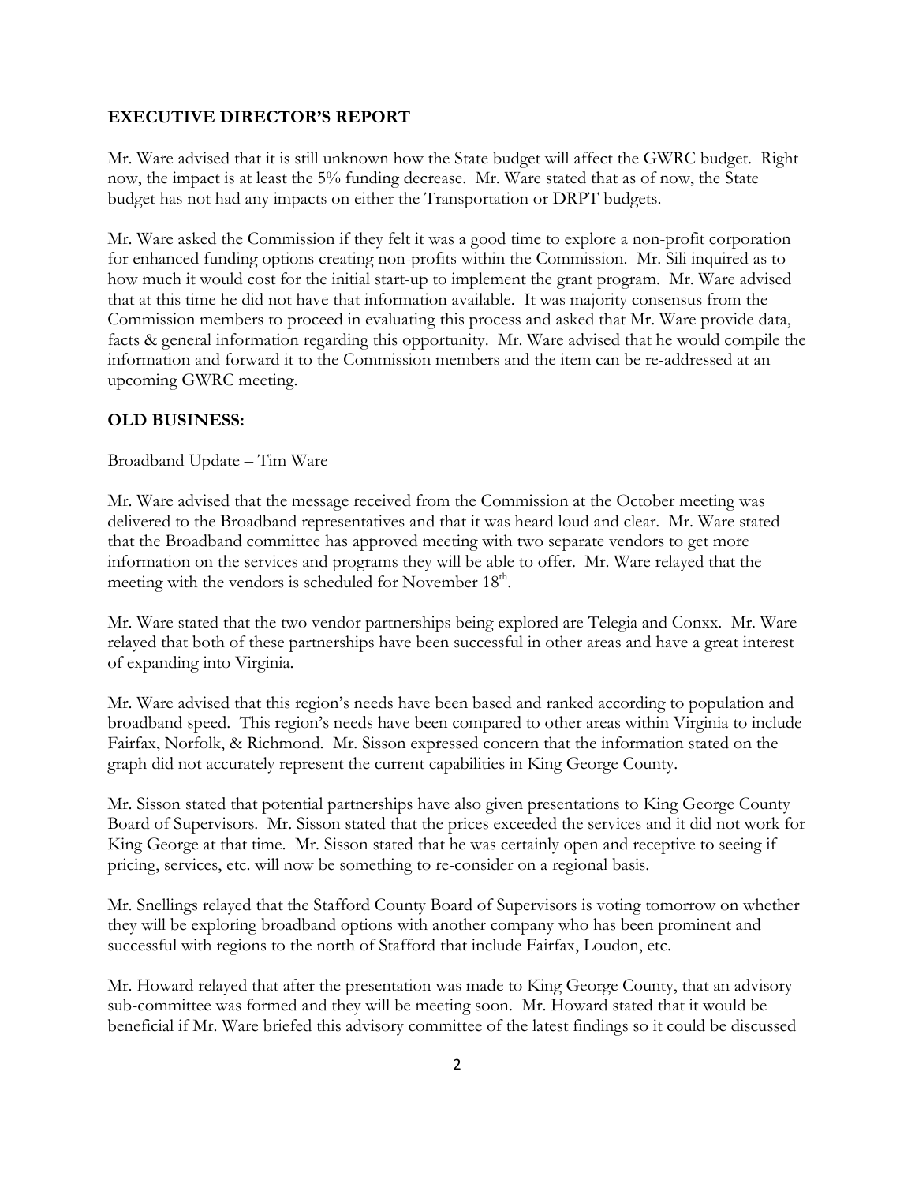## EXECUTIVE DIRECTOR'S REPORT

Mr. Ware advised that it is still unknown how the State budget will affect the GWRC budget. Right now, the impact is at least the 5% funding decrease. Mr. Ware stated that as of now, the State budget has not had any impacts on either the Transportation or DRPT budgets.

Mr. Ware asked the Commission if they felt it was a good time to explore a non-profit corporation for enhanced funding options creating non-profits within the Commission. Mr. Sili inquired as to how much it would cost for the initial start-up to implement the grant program. Mr. Ware advised that at this time he did not have that information available. It was majority consensus from the Commission members to proceed in evaluating this process and asked that Mr. Ware provide data, facts & general information regarding this opportunity. Mr. Ware advised that he would compile the information and forward it to the Commission members and the item can be re-addressed at an upcoming GWRC meeting.

## OLD BUSINESS:

Broadband Update – Tim Ware

Mr. Ware advised that the message received from the Commission at the October meeting was delivered to the Broadband representatives and that it was heard loud and clear. Mr. Ware stated that the Broadband committee has approved meeting with two separate vendors to get more information on the services and programs they will be able to offer. Mr. Ware relayed that the meeting with the vendors is scheduled for November 18th.

Mr. Ware stated that the two vendor partnerships being explored are Telegia and Conxx. Mr. Ware relayed that both of these partnerships have been successful in other areas and have a great interest of expanding into Virginia.

Mr. Ware advised that this region's needs have been based and ranked according to population and broadband speed. This region's needs have been compared to other areas within Virginia to include Fairfax, Norfolk, & Richmond. Mr. Sisson expressed concern that the information stated on the graph did not accurately represent the current capabilities in King George County.

Mr. Sisson stated that potential partnerships have also given presentations to King George County Board of Supervisors. Mr. Sisson stated that the prices exceeded the services and it did not work for King George at that time. Mr. Sisson stated that he was certainly open and receptive to seeing if pricing, services, etc. will now be something to re-consider on a regional basis.

Mr. Snellings relayed that the Stafford County Board of Supervisors is voting tomorrow on whether they will be exploring broadband options with another company who has been prominent and successful with regions to the north of Stafford that include Fairfax, Loudon, etc.

Mr. Howard relayed that after the presentation was made to King George County, that an advisory sub-committee was formed and they will be meeting soon. Mr. Howard stated that it would be beneficial if Mr. Ware briefed this advisory committee of the latest findings so it could be discussed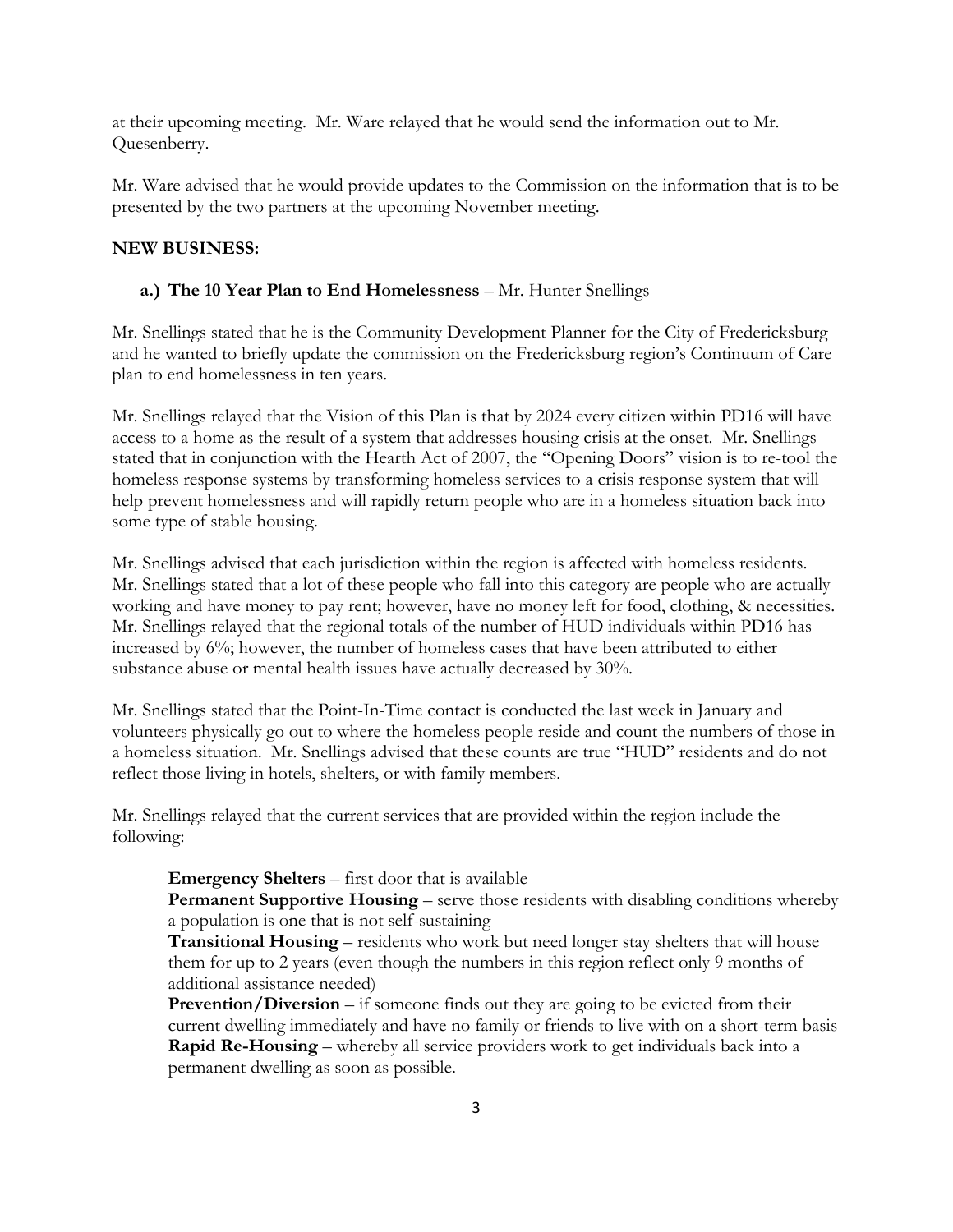at their upcoming meeting. Mr. Ware relayed that he would send the information out to Mr. Quesenberry.

Mr. Ware advised that he would provide updates to the Commission on the information that is to be presented by the two partners at the upcoming November meeting.

**NEW BUSINESS:**

**a.) The 10 Year Plan to End Homelessness** – Mr. Hunter Snellings

Mr. Snellings stated that he is the Community Development Planner for the City of Fredericksburg and he wanted to briefly update the commission on the Fredericksburg region's Continuum of Care plan to end homelessness in ten years.

Mr. Snellings relayed that the Vision of this Plan is that by 2024 every citizen within PD16 will have access to a home as the result of a system that addresses housing crisis at the onset. Mr. Snellings stated that in conjunction with the Hearth Act of 2007, the "Opening Doors" vision is to re-tool the homeless response systems by transforming homeless services to a crisis response system that will help prevent homelessness and will rapidly return people who are in a homeless situation back into some type of stable housing.

Mr. Snellings advised that each jurisdiction within the region is affected with homeless residents. Mr. Snellings stated that a lot of these people who fall into this category are people who are actually working and have money to pay rent; however, have no money left for food, clothing, & necessities. Mr. Snellings relayed that the regional totals of the number of HUD individuals within PD16 has increased by 6%; however, the number of homeless cases that have been attributed to either substance abuse or mental health issues have actually decreased by 30%.

Mr. Snellings stated that the Point-In-Time contact is conducted the last week in January and volunteers physically go out to where the homeless people reside and count the numbers of those in a homeless situation. Mr. Snellings advised that these counts are true "HUD" residents and do not reflect those living in hotels, shelters, or with family members.

Mr. Snellings relayed that the current services that are provided within the region include the following:

**Emergency Shelters** – first door that is available
**Permanent Supportive Housing** – serve those residents with disabling conditions whereby a population is one that is not self-sustaining
**Transitional Housing** – residents who work but need longer stay shelters that will house them for up to 2 years (even though the numbers in this region reflect only 9 months of additional assistance needed)
**Prevention/Diversion** – if someone finds out they are going to be evicted from their current dwelling immediately and have no family or friends to live with on a short-term basis
**Rapid Re-Housing** – whereby all service providers work to get individuals back into a permanent dwelling as soon as possible.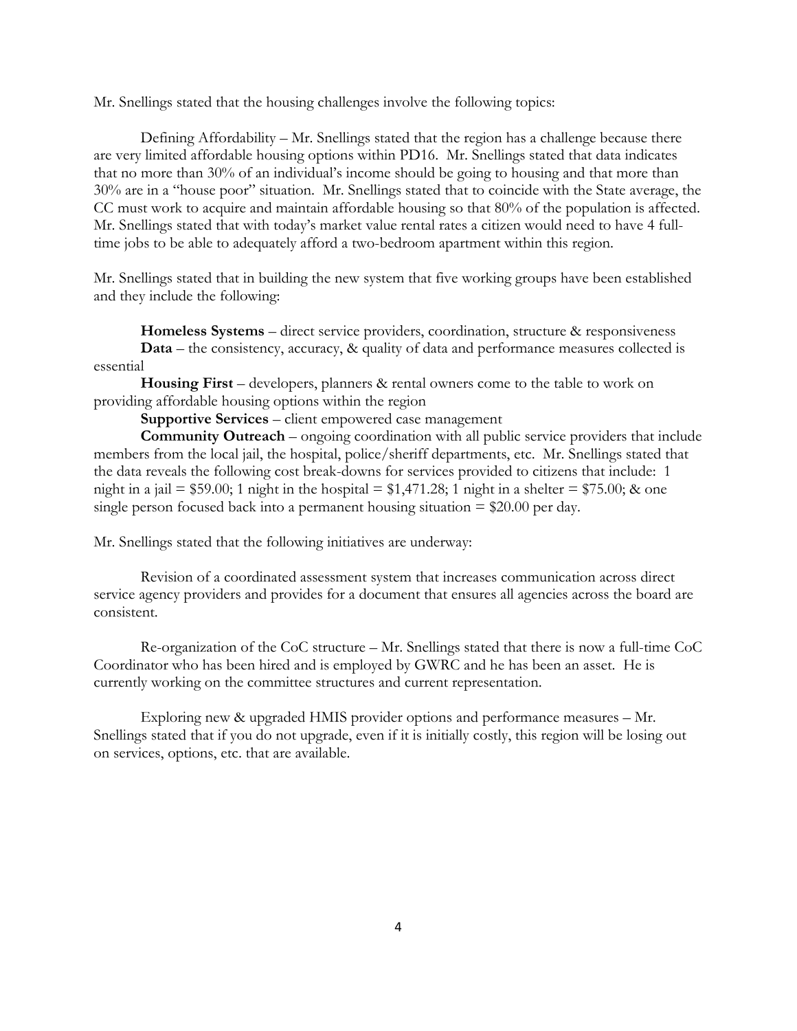Mr. Snellings stated that the housing challenges involve the following topics:

Defining Affordability – Mr. Snellings stated that the region has a challenge because there are very limited affordable housing options within PD16. Mr. Snellings stated that data indicates that no more than 30% of an individual's income should be going to housing and that more than 30% are in a "house poor" situation. Mr. Snellings stated that to coincide with the State average, the CC must work to acquire and maintain affordable housing so that 80% of the population is affected. Mr. Snellings stated that with today's market value rental rates a citizen would need to have 4 full-time jobs to be able to adequately afford a two-bedroom apartment within this region.

Mr. Snellings stated that in building the new system that five working groups have been established and they include the following:

**Homeless Systems** – direct service providers, coordination, structure & responsiveness

**Data** – the consistency, accuracy, & quality of data and performance measures collected is essential

**Housing First** – developers, planners & rental owners come to the table to work on providing affordable housing options within the region

**Supportive Services** – client empowered case management

**Community Outreach** – ongoing coordination with all public service providers that include members from the local jail, the hospital, police/sheriff departments, etc. Mr. Snellings stated that the data reveals the following cost break-downs for services provided to citizens that include: 1 night in a jail = $59.00; 1 night in the hospital = $1,471.28; 1 night in a shelter = $75.00; & one single person focused back into a permanent housing situation = $20.00 per day.

Mr. Snellings stated that the following initiatives are underway:

Revision of a coordinated assessment system that increases communication across direct service agency providers and provides for a document that ensures all agencies across the board are consistent.

Re-organization of the CoC structure – Mr. Snellings stated that there is now a full-time CoC Coordinator who has been hired and is employed by GWRC and he has been an asset. He is currently working on the committee structures and current representation.

Exploring new & upgraded HMIS provider options and performance measures – Mr. Snellings stated that if you do not upgrade, even if it is initially costly, this region will be losing out on services, options, etc. that are available.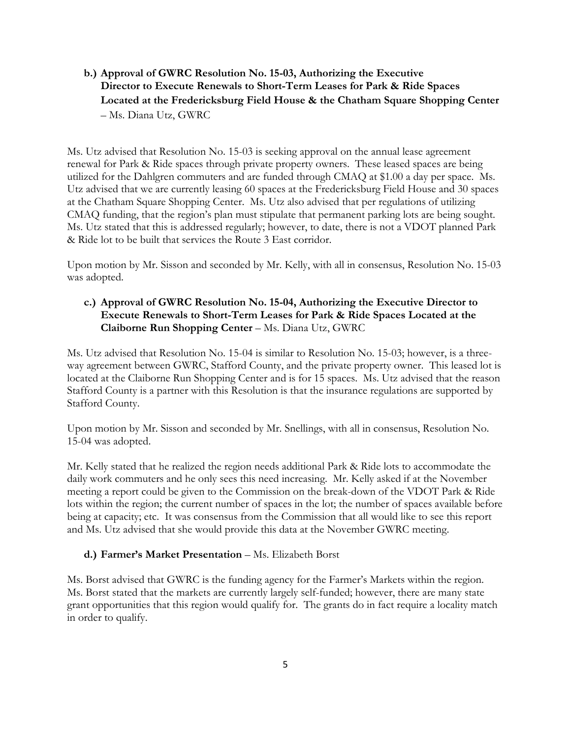**b.) Approval of GWRC Resolution No. 15-03, Authorizing the Executive Director to Execute Renewals to Short-Term Leases for Park & Ride Spaces Located at the Fredericksburg Field House & the Chatham Square Shopping Center** – Ms. Diana Utz, GWRC

Ms. Utz advised that Resolution No. 15-03 is seeking approval on the annual lease agreement renewal for Park & Ride spaces through private property owners. These leased spaces are being utilized for the Dahlgren commuters and are funded through CMAQ at $1.00 a day per space. Ms. Utz advised that we are currently leasing 60 spaces at the Fredericksburg Field House and 30 spaces at the Chatham Square Shopping Center. Ms. Utz also advised that per regulations of utilizing CMAQ funding, that the region's plan must stipulate that permanent parking lots are being sought. Ms. Utz stated that this is addressed regularly; however, to date, there is not a VDOT planned Park & Ride lot to be built that services the Route 3 East corridor.

Upon motion by Mr. Sisson and seconded by Mr. Kelly, with all in consensus, Resolution No. 15-03 was adopted.

**c.) Approval of GWRC Resolution No. 15-04, Authorizing the Executive Director to Execute Renewals to Short-Term Leases for Park & Ride Spaces Located at the Claiborne Run Shopping Center** – Ms. Diana Utz, GWRC

Ms. Utz advised that Resolution No. 15-04 is similar to Resolution No. 15-03; however, is a three-way agreement between GWRC, Stafford County, and the private property owner. This leased lot is located at the Claiborne Run Shopping Center and is for 15 spaces. Ms. Utz advised that the reason Stafford County is a partner with this Resolution is that the insurance regulations are supported by Stafford County.

Upon motion by Mr. Sisson and seconded by Mr. Snellings, with all in consensus, Resolution No. 15-04 was adopted.

Mr. Kelly stated that he realized the region needs additional Park & Ride lots to accommodate the daily work commuters and he only sees this need increasing. Mr. Kelly asked if at the November meeting a report could be given to the Commission on the break-down of the VDOT Park & Ride lots within the region; the current number of spaces in the lot; the number of spaces available before being at capacity; etc. It was consensus from the Commission that all would like to see this report and Ms. Utz advised that she would provide this data at the November GWRC meeting.

**d.) Farmer's Market Presentation** – Ms. Elizabeth Borst

Ms. Borst advised that GWRC is the funding agency for the Farmer's Markets within the region. Ms. Borst stated that the markets are currently largely self-funded; however, there are many state grant opportunities that this region would qualify for. The grants do in fact require a locality match in order to qualify.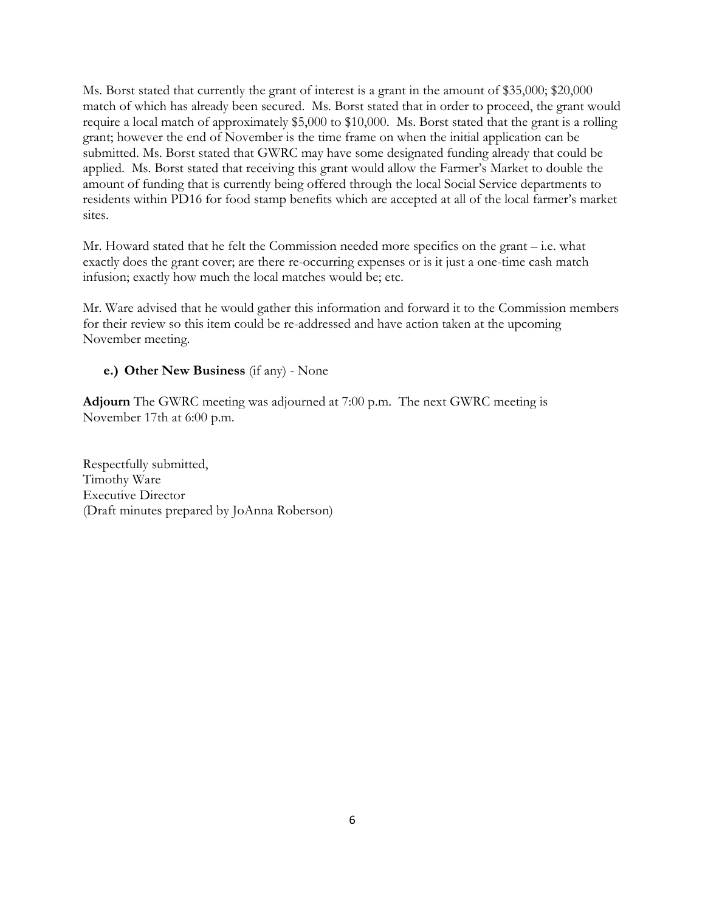Ms. Borst stated that currently the grant of interest is a grant in the amount of $35,000; $20,000 match of which has already been secured. Ms. Borst stated that in order to proceed, the grant would require a local match of approximately $5,000 to $10,000. Ms. Borst stated that the grant is a rolling grant; however the end of November is the time frame on when the initial application can be submitted. Ms. Borst stated that GWRC may have some designated funding already that could be applied. Ms. Borst stated that receiving this grant would allow the Farmer's Market to double the amount of funding that is currently being offered through the local Social Service departments to residents within PD16 for food stamp benefits which are accepted at all of the local farmer's market sites.

Mr. Howard stated that he felt the Commission needed more specifics on the grant – i.e. what exactly does the grant cover; are there re-occurring expenses or is it just a one-time cash match infusion; exactly how much the local matches would be; etc.

Mr. Ware advised that he would gather this information and forward it to the Commission members for their review so this item could be re-addressed and have action taken at the upcoming November meeting.

**e.) Other New Business** (if any) - None

**Adjourn** The GWRC meeting was adjourned at 7:00 p.m. The next GWRC meeting is November 17th at 6:00 p.m.

Respectfully submitted,
Timothy Ware
Executive Director
(Draft minutes prepared by JoAnna Roberson)